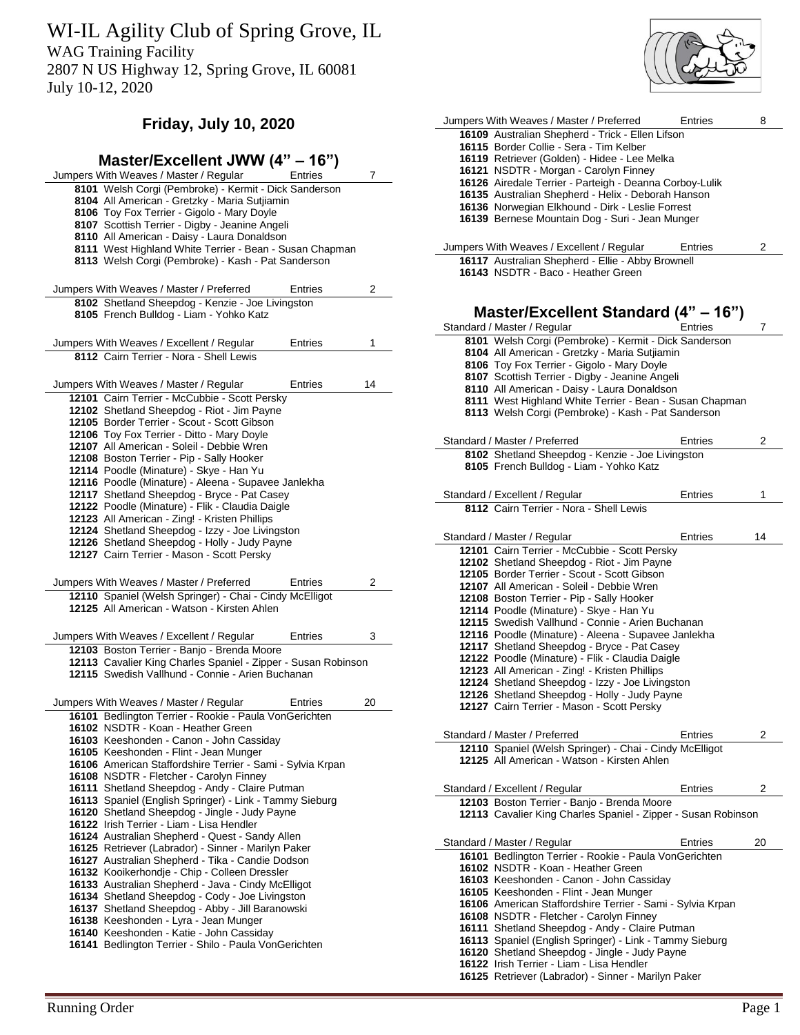# WI-IL Agility Club of Spring Grove, IL

WAG Training Facility
2807 N US Highway 12, Spring Grove, IL 60081
July 10-12, 2020

## Friday, July 10, 2020

### Master/Excellent JWW (4" – 16")

| Jumpers With Weaves / Master / Regular | Entries | 7 |
|---|---|---|
| **8101** Welsh Corgi (Pembroke) - Kermit - Dick Sanderson | | |
| **8104** All American - Gretzky - Maria Sutjiamin | | |
| **8106** Toy Fox Terrier - Gigolo - Mary Doyle | | |
| **8107** Scottish Terrier - Digby - Jeanine Angeli | | |
| **8110** All American - Daisy - Laura Donaldson | | |
| **8111** West Highland White Terrier - Bean - Susan Chapman | | |
| **8113** Welsh Corgi (Pembroke) - Kash - Pat Sanderson | | |

| Jumpers With Weaves / Master / Preferred | Entries | 2 |
|---|---|---|
| **8102** Shetland Sheepdog - Kenzie - Joe Livingston | | |
| **8105** French Bulldog - Liam - Yohko Katz | | |

| Jumpers With Weaves / Excellent / Regular | Entries | 1 |
|---|---|---|
| **8112** Cairn Terrier - Nora - Shell Lewis | | |

| Jumpers With Weaves / Master / Regular | Entries | 14 |
|---|---|---|
| **12101** Cairn Terrier - McCubbie - Scott Persky | | |
| **12102** Shetland Sheepdog - Riot - Jim Payne | | |
| **12105** Border Terrier - Scout - Scott Gibson | | |
| **12106** Toy Fox Terrier - Ditto - Mary Doyle | | |
| **12107** All American - Soleil - Debbie Wren | | |
| **12108** Boston Terrier - Pip - Sally Hooker | | |
| **12114** Poodle (Miniature) - Skye - Han Yu | | |
| **12116** Poodle (Miniature) - Aleena - Supavee Janlekha | | |
| **12117** Shetland Sheepdog - Bryce - Pat Casey | | |
| **12122** Poodle (Miniature) - Flik - Claudia Daigle | | |
| **12123** All American - Zing! - Kristen Phillips | | |
| **12124** Shetland Sheepdog - Izzy - Joe Livingston | | |
| **12126** Shetland Sheepdog - Holly - Judy Payne | | |
| **12127** Cairn Terrier - Mason - Scott Persky | | |

| Jumpers With Weaves / Master / Preferred | Entries | 2 |
|---|---|---|
| **12110** Spaniel (Welsh Springer) - Chai - Cindy McElligot | | |
| **12125** All American - Watson - Kirsten Ahlen | | |

| Jumpers With Weaves / Excellent / Regular | Entries | 3 |
|---|---|---|
| **12103** Boston Terrier - Banjo - Brenda Moore | | |
| **12113** Cavalier King Charles Spaniel - Zipper - Susan Robinson | | |
| **12115** Swedish Vallhund - Connie - Arien Buchanan | | |

| Jumpers With Weaves / Master / Regular | Entries | 20 |
|---|---|---|
| **16101** Bedlington Terrier - Rookie - Paula VonGerichten | | |
| **16102** NSDTR - Koan - Heather Green | | |
| **16103** Keeshonden - Canon - John Cassiday | | |
| **16105** Keeshonden - Flint - Jean Munger | | |
| **16106** American Staffordshire Terrier - Sami - Sylvia Krpan | | |
| **16108** NSDTR - Fletcher - Carolyn Finney | | |
| **16111** Shetland Sheepdog - Andy - Claire Putman | | |
| **16113** Spaniel (English Springer) - Link - Tammy Sieburg | | |
| **16120** Shetland Sheepdog - Jingle - Judy Payne | | |
| **16122** Irish Terrier - Liam - Lisa Hendler | | |
| **16124** Australian Shepherd - Quest - Sandy Allen | | |
| **16125** Retriever (Labrador) - Sinner - Marilyn Paker | | |
| **16127** Australian Shepherd - Tika - Candie Dodson | | |
| **16132** Kooikerhondje - Chip - Colleen Dressler | | |
| **16133** Australian Shepherd - Java - Cindy McElligot | | |
| **16134** Shetland Sheepdog - Cody - Joe Livingston | | |
| **16137** Shetland Sheepdog - Abby - Jill Baranowski | | |
| **16138** Keeshonden - Lyra - Jean Munger | | |
| **16140** Keeshonden - Katie - John Cassiday | | |
| **16141** Bedlington Terrier - Shilo - Paula VonGerichten | | |

| Jumpers With Weaves / Master / Preferred | Entries | 8 |
|---|---|---|
| **16109** Australian Shepherd - Trick - Ellen Lifson | | |
| **16115** Border Collie - Sera - Tim Kelber | | |
| **16119** Retriever (Golden) - Hidee - Lee Melka | | |
| **16121** NSDTR - Morgan - Carolyn Finney | | |
| **16126** Airedale Terrier - Parteigh - Deanna Corboy-Lulik | | |
| **16135** Australian Shepherd - Helix - Deborah Hanson | | |
| **16136** Norwegian Elkhound - Dirk - Leslie Forrest | | |
| **16139** Bernese Mountain Dog - Suri - Jean Munger | | |

| Jumpers With Weaves / Excellent / Regular | Entries | 2 |
|---|---|---|
| **16117** Australian Shepherd - Ellie - Abby Brownell | | |
| **16143** NSDTR - Baco - Heather Green | | |

### Master/Excellent Standard (4" – 16")

| Standard / Master / Regular | Entries | 7 |
|---|---|---|
| **8101** Welsh Corgi (Pembroke) - Kermit - Dick Sanderson | | |
| **8104** All American - Gretzky - Maria Sutjiamin | | |
| **8106** Toy Fox Terrier - Gigolo - Mary Doyle | | |
| **8107** Scottish Terrier - Digby - Jeanine Angeli | | |
| **8110** All American - Daisy - Laura Donaldson | | |
| **8111** West Highland White Terrier - Bean - Susan Chapman | | |
| **8113** Welsh Corgi (Pembroke) - Kash - Pat Sanderson | | |

| Standard / Master / Preferred | Entries | 2 |
|---|---|---|
| **8102** Shetland Sheepdog - Kenzie - Joe Livingston | | |
| **8105** French Bulldog - Liam - Yohko Katz | | |

| Standard / Excellent / Regular | Entries | 1 |
|---|---|---|
| **8112** Cairn Terrier - Nora - Shell Lewis | | |

| Standard / Master / Regular | Entries | 14 |
|---|---|---|
| **12101** Cairn Terrier - McCubbie - Scott Persky | | |
| **12102** Shetland Sheepdog - Riot - Jim Payne | | |
| **12105** Border Terrier - Scout - Scott Gibson | | |
| **12107** All American - Soleil - Debbie Wren | | |
| **12108** Boston Terrier - Pip - Sally Hooker | | |
| **12114** Poodle (Miniature) - Skye - Han Yu | | |
| **12115** Swedish Vallhund - Connie - Arien Buchanan | | |
| **12116** Poodle (Miniature) - Aleena - Supavee Janlekha | | |
| **12117** Shetland Sheepdog - Bryce - Pat Casey | | |
| **12122** Poodle (Miniature) - Flik - Claudia Daigle | | |
| **12123** All American - Zing! - Kristen Phillips | | |
| **12124** Shetland Sheepdog - Izzy - Joe Livingston | | |
| **12126** Shetland Sheepdog - Holly - Judy Payne | | |
| **12127** Cairn Terrier - Mason - Scott Persky | | |

| Standard / Master / Preferred | Entries | 2 |
|---|---|---|
| **12110** Spaniel (Welsh Springer) - Chai - Cindy McElligot | | |
| **12125** All American - Watson - Kirsten Ahlen | | |

| Standard / Excellent / Regular | Entries | 2 |
|---|---|---|
| **12103** Boston Terrier - Banjo - Brenda Moore | | |
| **12113** Cavalier King Charles Spaniel - Zipper - Susan Robinson | | |

| Standard / Master / Regular | Entries | 20 |
|---|---|---|
| **16101** Bedlington Terrier - Rookie - Paula VonGerichten | | |
| **16102** NSDTR - Koan - Heather Green | | |
| **16103** Keeshonden - Canon - John Cassiday | | |
| **16105** Keeshonden - Flint - Jean Munger | | |
| **16106** American Staffordshire Terrier - Sami - Sylvia Krpan | | |
| **16108** NSDTR - Fletcher - Carolyn Finney | | |
| **16111** Shetland Sheepdog - Andy - Claire Putman | | |
| **16113** Spaniel (English Springer) - Link - Tammy Sieburg | | |
| **16120** Shetland Sheepdog - Jingle - Judy Payne | | |
| **16122** Irish Terrier - Liam - Lisa Hendler | | |
| **16125** Retriever (Labrador) - Sinner - Marilyn Paker | | |

Running Order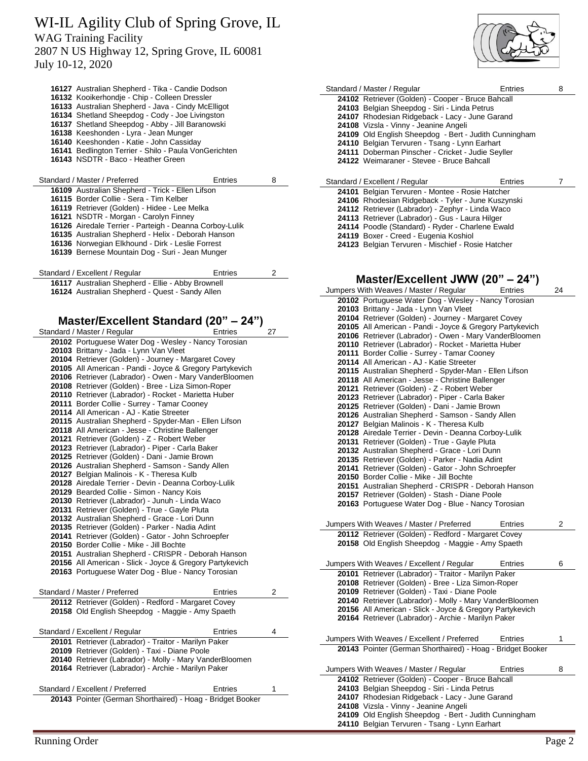# WI-IL Agility Club of Spring Grove, IL

WAG Training Facility
2807 N US Highway 12, Spring Grove, IL 60081
July 10-12, 2020

**16127** Australian Shepherd - Tika - Candie Dodson
**16132** Kooikerhondje - Chip - Colleen Dressler
**16133** Australian Shepherd - Java - Cindy McElligot
**16134** Shetland Sheepdog - Cody - Joe Livingston
**16137** Shetland Sheepdog - Abby - Jill Baranowski
**16138** Keeshonden - Lyra - Jean Munger
**16140** Keeshonden - Katie - John Cassiday
**16141** Bedlington Terrier - Shilo - Paula VonGerichten
**16143** NSDTR - Baco - Heather Green

Standard / Master / Preferred — Entries 8

**16109** Australian Shepherd - Trick - Ellen Lifson
**16115** Border Collie - Sera - Tim Kelber
**16119** Retriever (Golden) - Hidee - Lee Melka
**16121** NSDTR - Morgan - Carolyn Finney
**16126** Airedale Terrier - Parteigh - Deanna Corboy-Lulik
**16135** Australian Shepherd - Helix - Deborah Hanson
**16136** Norwegian Elkhound - Dirk - Leslie Forrest
**16139** Bernese Mountain Dog - Suri - Jean Munger

Standard / Excellent / Regular — Entries 2

**16117** Australian Shepherd - Ellie - Abby Brownell
**16124** Australian Shepherd - Quest - Sandy Allen

## Master/Excellent Standard (20" – 24")

Standard / Master / Regular — Entries 27

**20102** Portuguese Water Dog - Wesley - Nancy Torosian
**20103** Brittany - Jada - Lynn Van Vleet
**20104** Retriever (Golden) - Journey - Margaret Covey
**20105** All American - Pandi - Joyce & Gregory Partykevich
**20106** Retriever (Labrador) - Owen - Mary VanderBloomen
**20108** Retriever (Golden) - Bree - Liza Simon-Roper
**20110** Retriever (Labrador) - Rocket - Marietta Huber
**20111** Border Collie - Surrey - Tamar Cooney
**20114** All American - AJ - Katie Streeter
**20115** Australian Shepherd - Spyder-Man - Ellen Lifson
**20118** All American - Jesse - Christine Ballenger
**20121** Retriever (Golden) - Z - Robert Weber
**20123** Retriever (Labrador) - Piper - Carla Baker
**20125** Retriever (Golden) - Dani - Jamie Brown
**20126** Australian Shepherd - Samson - Sandy Allen
**20127** Belgian Malinois - K - Theresa Kulb
**20128** Airedale Terrier - Devin - Deanna Corboy-Lulik
**20129** Bearded Collie - Simon - Nancy Kois
**20130** Retriever (Labrador) - Junuh - Linda Waco
**20131** Retriever (Golden) - True - Gayle Pluta
**20132** Australian Shepherd - Grace - Lori Dunn
**20135** Retriever (Golden) - Parker - Nadia Adint
**20141** Retriever (Golden) - Gator - John Schroepfer
**20150** Border Collie - Mike - Jill Bochte
**20151** Australian Shepherd - CRISPR - Deborah Hanson
**20156** All American - Slick - Joyce & Gregory Partykevich
**20163** Portuguese Water Dog - Blue - Nancy Torosian

Standard / Master / Preferred — Entries 2

**20112** Retriever (Golden) - Redford - Margaret Covey
**20158** Old English Sheepdog - Maggie - Amy Spaeth

Standard / Excellent / Regular — Entries 4

**20101** Retriever (Labrador) - Traitor - Marilyn Paker
**20109** Retriever (Golden) - Taxi - Diane Poole
**20140** Retriever (Labrador) - Molly - Mary VanderBloomen
**20164** Retriever (Labrador) - Archie - Marilyn Paker

Standard / Excellent / Preferred — Entries 1

**20143** Pointer (German Shorthaired) - Hoag - Bridget Booker

Standard / Master / Regular — Entries 8

**24102** Retriever (Golden) - Cooper - Bruce Bahcall
**24103** Belgian Sheepdog - Siri - Linda Petrus
**24107** Rhodesian Ridgeback - Lacy - June Garand
**24108** Vizsla - Vinny - Jeanine Angeli
**24109** Old English Sheepdog - Bert - Judith Cunningham
**24110** Belgian Tervuren - Tsang - Lynn Earhart
**24111** Doberman Pinscher - Cricket - Judie Seyller
**24122** Weimaraner - Stevee - Bruce Bahcall

Standard / Excellent / Regular — Entries 7

**24101** Belgian Tervuren - Montee - Rosie Hatcher
**24106** Rhodesian Ridgeback - Tyler - June Kuszynski
**24112** Retriever (Labrador) - Zephyr - Linda Waco
**24113** Retriever (Labrador) - Gus - Laura Hilger
**24114** Poodle (Standard) - Ryder - Charlene Ewald
**24119** Boxer - Creed - Eugenia Koshiol
**24123** Belgian Tervuren - Mischief - Rosie Hatcher

## Master/Excellent JWW (20" – 24")

Jumpers With Weaves / Master / Regular — Entries 24

**20102** Portuguese Water Dog - Wesley - Nancy Torosian
**20103** Brittany - Jada - Lynn Van Vleet
**20104** Retriever (Golden) - Journey - Margaret Covey
**20105** All American - Pandi - Joyce & Gregory Partykevich
**20106** Retriever (Labrador) - Owen - Mary VanderBloomen
**20110** Retriever (Labrador) - Rocket - Marietta Huber
**20111** Border Collie - Surrey - Tamar Cooney
**20114** All American - AJ - Katie Streeter
**20115** Australian Shepherd - Spyder-Man - Ellen Lifson
**20118** All American - Jesse - Christine Ballenger
**20121** Retriever (Golden) - Z - Robert Weber
**20123** Retriever (Labrador) - Piper - Carla Baker
**20125** Retriever (Golden) - Dani - Jamie Brown
**20126** Australian Shepherd - Samson - Sandy Allen
**20127** Belgian Malinois - K - Theresa Kulb
**20128** Airedale Terrier - Devin - Deanna Corboy-Lulik
**20131** Retriever (Golden) - True - Gayle Pluta
**20132** Australian Shepherd - Grace - Lori Dunn
**20135** Retriever (Golden) - Parker - Nadia Adint
**20141** Retriever (Golden) - Gator - John Schroepfer
**20150** Border Collie - Mike - Jill Bochte
**20151** Australian Shepherd - CRISPR - Deborah Hanson
**20157** Retriever (Golden) - Stash - Diane Poole
**20163** Portuguese Water Dog - Blue - Nancy Torosian

Jumpers With Weaves / Master / Preferred — Entries 2

**20112** Retriever (Golden) - Redford - Margaret Covey
**20158** Old English Sheepdog - Maggie - Amy Spaeth

Jumpers With Weaves / Excellent / Regular — Entries 6

**20101** Retriever (Labrador) - Traitor - Marilyn Paker
**20108** Retriever (Golden) - Bree - Liza Simon-Roper
**20109** Retriever (Golden) - Taxi - Diane Poole
**20140** Retriever (Labrador) - Molly - Mary VanderBloomen
**20156** All American - Slick - Joyce & Gregory Partykevich
**20164** Retriever (Labrador) - Archie - Marilyn Paker

Jumpers With Weaves / Excellent / Preferred — Entries 1

**20143** Pointer (German Shorthaired) - Hoag - Bridget Booker

Jumpers With Weaves / Master / Regular — Entries 8

**24102** Retriever (Golden) - Cooper - Bruce Bahcall
**24103** Belgian Sheepdog - Siri - Linda Petrus
**24107** Rhodesian Ridgeback - Lacy - June Garand
**24108** Vizsla - Vinny - Jeanine Angeli
**24109** Old English Sheepdog - Bert - Judith Cunningham
**24110** Belgian Tervuren - Tsang - Lynn Earhart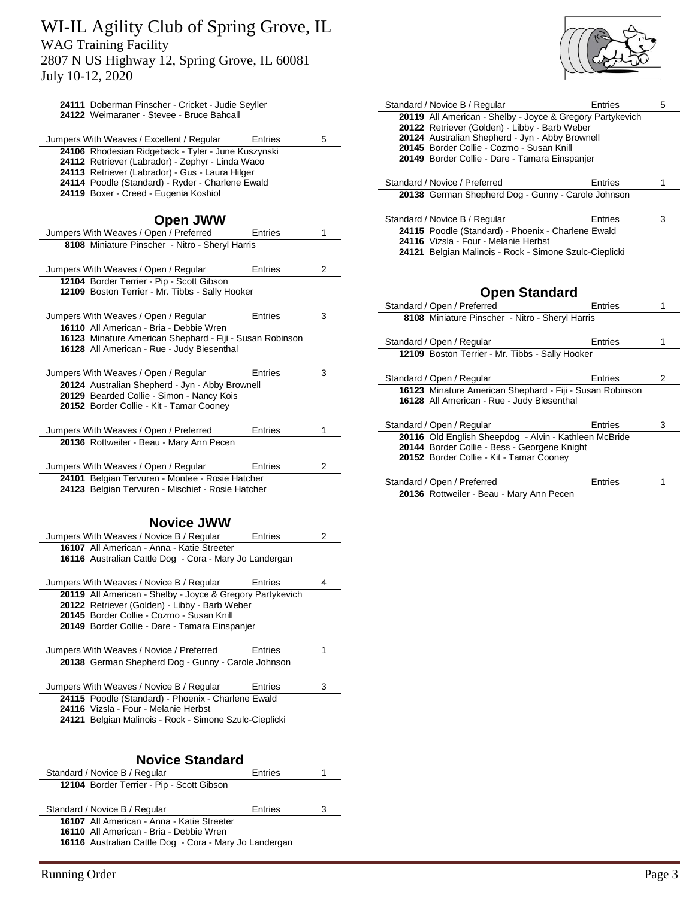# WI-IL Agility Club of Spring Grove, IL

WAG Training Facility
2807 N US Highway 12, Spring Grove, IL 60081
July 10-12, 2020

**24111** Doberman Pinscher - Cricket - Judie Seyller
**24122** Weimaraner - Stevee - Bruce Bahcall

| Jumpers With Weaves / Excellent / Regular | Entries | 5 |
|---|---|---|
| **24106** Rhodesian Ridgeback - Tyler - June Kuszynski | | |
| **24112** Retriever (Labrador) - Zephyr - Linda Waco | | |
| **24113** Retriever (Labrador) - Gus - Laura Hilger | | |
| **24114** Poodle (Standard) - Ryder - Charlene Ewald | | |
| **24119** Boxer - Creed - Eugenia Koshiol | | |

## Open JWW

| Jumpers With Weaves / Open / Preferred | Entries | 1 |
|---|---|---|
| **8108** Miniature Pinscher - Nitro - Sheryl Harris | | |

| Jumpers With Weaves / Open / Regular | Entries | 2 |
|---|---|---|
| **12104** Border Terrier - Pip - Scott Gibson | | |
| **12109** Boston Terrier - Mr. Tibbs - Sally Hooker | | |

| Jumpers With Weaves / Open / Regular | Entries | 3 |
|---|---|---|
| **16110** All American - Bria - Debbie Wren | | |
| **16123** Minature American Shephard - Fiji - Susan Robinson | | |
| **16128** All American - Rue - Judy Biesenthal | | |

| Jumpers With Weaves / Open / Regular | Entries | 3 |
|---|---|---|
| **20124** Australian Shepherd - Jyn - Abby Brownell | | |
| **20129** Bearded Collie - Simon - Nancy Kois | | |
| **20152** Border Collie - Kit - Tamar Cooney | | |

| Jumpers With Weaves / Open / Preferred | Entries | 1 |
|---|---|---|
| **20136** Rottweiler - Beau - Mary Ann Pecen | | |

| Jumpers With Weaves / Open / Regular | Entries | 2 |
|---|---|---|
| **24101** Belgian Tervuren - Montee - Rosie Hatcher | | |
| **24123** Belgian Tervuren - Mischief - Rosie Hatcher | | |

## Novice JWW

| Jumpers With Weaves / Novice B / Regular | Entries | 2 |
|---|---|---|
| **16107** All American - Anna - Katie Streeter | | |
| **16116** Australian Cattle Dog - Cora - Mary Jo Landergan | | |

| Jumpers With Weaves / Novice B / Regular | Entries | 4 |
|---|---|---|
| **20119** All American - Shelby - Joyce & Gregory Partykevich | | |
| **20122** Retriever (Golden) - Libby - Barb Weber | | |
| **20145** Border Collie - Cozmo - Susan Knill | | |
| **20149** Border Collie - Dare - Tamara Einspanjer | | |

| Jumpers With Weaves / Novice / Preferred | Entries | 1 |
|---|---|---|
| **20138** German Shepherd Dog - Gunny - Carole Johnson | | |

| Jumpers With Weaves / Novice B / Regular | Entries | 3 |
|---|---|---|
| **24115** Poodle (Standard) - Phoenix - Charlene Ewald | | |
| **24116** Vizsla - Four - Melanie Herbst | | |
| **24121** Belgian Malinois - Rock - Simone Szulc-Cieplicki | | |

## Novice Standard

| Standard / Novice B / Regular | Entries | 1 |
|---|---|---|
| **12104** Border Terrier - Pip - Scott Gibson | | |

| Standard / Novice B / Regular | Entries | 3 |
|---|---|---|
| **16107** All American - Anna - Katie Streeter | | |
| **16110** All American - Bria - Debbie Wren | | |
| **16116** Australian Cattle Dog - Cora - Mary Jo Landergan | | |

| Standard / Novice B / Regular | Entries | 5 |
|---|---|---|
| **20119** All American - Shelby - Joyce & Gregory Partykevich | | |
| **20122** Retriever (Golden) - Libby - Barb Weber | | |
| **20124** Australian Shepherd - Jyn - Abby Brownell | | |
| **20145** Border Collie - Cozmo - Susan Knill | | |
| **20149** Border Collie - Dare - Tamara Einspanjer | | |

| Standard / Novice / Preferred | Entries | 1 |
|---|---|---|
| **20138** German Shepherd Dog - Gunny - Carole Johnson | | |

| Standard / Novice B / Regular | Entries | 3 |
|---|---|---|
| **24115** Poodle (Standard) - Phoenix - Charlene Ewald | | |
| **24116** Vizsla - Four - Melanie Herbst | | |
| **24121** Belgian Malinois - Rock - Simone Szulc-Cieplicki | | |

## Open Standard

| Standard / Open / Preferred | Entries | 1 |
|---|---|---|
| **8108** Miniature Pinscher - Nitro - Sheryl Harris | | |

| Standard / Open / Regular | Entries | 1 |
|---|---|---|
| **12109** Boston Terrier - Mr. Tibbs - Sally Hooker | | |

| Standard / Open / Regular | Entries | 2 |
|---|---|---|
| **16123** Minature American Shephard - Fiji - Susan Robinson | | |
| **16128** All American - Rue - Judy Biesenthal | | |

| Standard / Open / Regular | Entries | 3 |
|---|---|---|
| **20116** Old English Sheepdog - Alvin - Kathleen McBride | | |
| **20144** Border Collie - Bess - Georgene Knight | | |
| **20152** Border Collie - Kit - Tamar Cooney | | |

| Standard / Open / Preferred | Entries | 1 |
|---|---|---|
| **20136** Rottweiler - Beau - Mary Ann Pecen | | |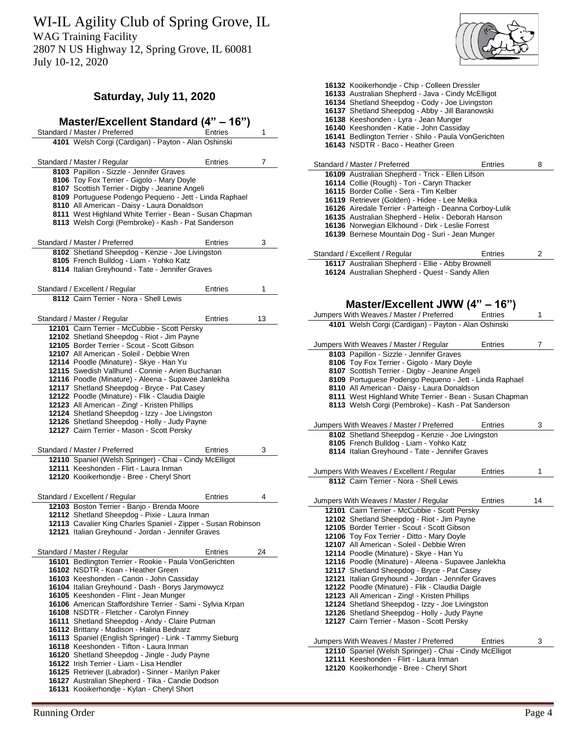WI-IL Agility Club of Spring Grove, IL
WAG Training Facility
2807 N US Highway 12, Spring Grove, IL 60081
July 10-12, 2020

## Saturday, July 11, 2020

### Master/Excellent Standard (4" – 16")

**Standard / Master / Preferred** — Entries 1

**4101** Welsh Corgi (Cardigan) - Payton - Alan Oshinski

**Standard / Master / Regular** — Entries 7

**8103** Papillon - Sizzle - Jennifer Graves
**8106** Toy Fox Terrier - Gigolo - Mary Doyle
**8107** Scottish Terrier - Digby - Jeanine Angeli
**8109** Portuguese Podengo Pequeno - Jett - Linda Raphael
**8110** All American - Daisy - Laura Donaldson
**8111** West Highland White Terrier - Bean - Susan Chapman
**8113** Welsh Corgi (Pembroke) - Kash - Pat Sanderson

**Standard / Master / Preferred** — Entries 3

**8102** Shetland Sheepdog - Kenzie - Joe Livingston
**8105** French Bulldog - Liam - Yohko Katz
**8114** Italian Greyhound - Tate - Jennifer Graves

**Standard / Excellent / Regular** — Entries 1

**8112** Cairn Terrier - Nora - Shell Lewis

**Standard / Master / Regular** — Entries 13

**12101** Cairn Terrier - McCubbie - Scott Persky
**12102** Shetland Sheepdog - Riot - Jim Payne
**12105** Border Terrier - Scout - Scott Gibson
**12107** All American - Soleil - Debbie Wren
**12114** Poodle (Minature) - Skye - Han Yu
**12115** Swedish Vallhund - Connie - Arien Buchanan
**12116** Poodle (Minature) - Aleena - Supavee Janlekha
**12117** Shetland Sheepdog - Bryce - Pat Casey
**12122** Poodle (Minature) - Flik - Claudia Daigle
**12123** All American - Zing! - Kristen Phillips
**12124** Shetland Sheepdog - Izzy - Joe Livingston
**12126** Shetland Sheepdog - Holly - Judy Payne
**12127** Cairn Terrier - Mason - Scott Persky

**Standard / Master / Preferred** — Entries 3

**12110** Spaniel (Welsh Springer) - Chai - Cindy McElligot
**12111** Keeshonden - Flirt - Laura Inman
**12120** Kooikerhondje - Bree - Cheryl Short

**Standard / Excellent / Regular** — Entries 4

**12103** Boston Terrier - Banjo - Brenda Moore
**12112** Shetland Sheepdog - Pixie - Laura Inman
**12113** Cavalier King Charles Spaniel - Zipper - Susan Robinson
**12121** Italian Greyhound - Jordan - Jennifer Graves

**Standard / Master / Regular** — Entries 24

**16101** Bedlington Terrier - Rookie - Paula VonGerichten
**16102** NSDTR - Koan - Heather Green
**16103** Keeshonden - Canon - John Cassiday
**16104** Italian Greyhound - Dash - Borys Jarymowycz
**16105** Keeshonden - Flint - Jean Munger
**16106** American Staffordshire Terrier - Sami - Sylvia Krpan
**16108** NSDTR - Fletcher - Carolyn Finney
**16111** Shetland Sheepdog - Andy - Claire Putman
**16112** Brittany - Madison - Halina Bednarz
**16113** Spaniel (English Springer) - Link - Tammy Sieburg
**16118** Keeshonden - Tifton - Laura Inman
**16120** Shetland Sheepdog - Jingle - Judy Payne
**16122** Irish Terrier - Liam - Lisa Hendler
**16125** Retriever (Labrador) - Sinner - Marilyn Paker
**16127** Australian Shepherd - Tika - Candie Dodson
**16131** Kooikerhondje - Kylan - Cheryl Short
**16132** Kooikerhondje - Chip - Colleen Dressler
**16133** Australian Shepherd - Java - Cindy McElligot
**16134** Shetland Sheepdog - Cody - Joe Livingston
**16137** Shetland Sheepdog - Abby - Jill Baranowski
**16138** Keeshonden - Lyra - Jean Munger
**16140** Keeshonden - Katie - John Cassiday
**16141** Bedlington Terrier - Shilo - Paula VonGerichten
**16143** NSDTR - Baco - Heather Green

**Standard / Master / Preferred** — Entries 8

**16109** Australian Shepherd - Trick - Ellen Lifson
**16114** Collie (Rough) - Tori - Caryn Thacker
**16115** Border Collie - Sera - Tim Kelber
**16119** Retriever (Golden) - Hidee - Lee Melka
**16126** Airedale Terrier - Parteigh - Deanna Corboy-Lulik
**16135** Australian Shepherd - Helix - Deborah Hanson
**16136** Norwegian Elkhound - Dirk - Leslie Forrest
**16139** Bernese Mountain Dog - Suri - Jean Munger

**Standard / Excellent / Regular** — Entries 2

**16117** Australian Shepherd - Ellie - Abby Brownell
**16124** Australian Shepherd - Quest - Sandy Allen

### Master/Excellent JWW (4" – 16")

**Jumpers With Weaves / Master / Preferred** — Entries 1

**4101** Welsh Corgi (Cardigan) - Payton - Alan Oshinski

**Jumpers With Weaves / Master / Regular** — Entries 7

**8103** Papillon - Sizzle - Jennifer Graves
**8106** Toy Fox Terrier - Gigolo - Mary Doyle
**8107** Scottish Terrier - Digby - Jeanine Angeli
**8109** Portuguese Podengo Pequeno - Jett - Linda Raphael
**8110** All American - Daisy - Laura Donaldson
**8111** West Highland White Terrier - Bean - Susan Chapman
**8113** Welsh Corgi (Pembroke) - Kash - Pat Sanderson

**Jumpers With Weaves / Master / Preferred** — Entries 3

**8102** Shetland Sheepdog - Kenzie - Joe Livingston
**8105** French Bulldog - Liam - Yohko Katz
**8114** Italian Greyhound - Tate - Jennifer Graves

**Jumpers With Weaves / Excellent / Regular** — Entries 1

**8112** Cairn Terrier - Nora - Shell Lewis

**Jumpers With Weaves / Master / Regular** — Entries 14

**12101** Cairn Terrier - McCubbie - Scott Persky
**12102** Shetland Sheepdog - Riot - Jim Payne
**12105** Border Terrier - Scout - Scott Gibson
**12106** Toy Fox Terrier - Ditto - Mary Doyle
**12107** All American - Soleil - Debbie Wren
**12114** Poodle (Minature) - Skye - Han Yu
**12116** Poodle (Minature) - Aleena - Supavee Janlekha
**12117** Shetland Sheepdog - Bryce - Pat Casey
**12121** Italian Greyhound - Jordan - Jennifer Graves
**12122** Poodle (Minature) - Flik - Claudia Daigle
**12123** All American - Zing! - Kristen Phillips
**12124** Shetland Sheepdog - Izzy - Joe Livingston
**12126** Shetland Sheepdog - Holly - Judy Payne
**12127** Cairn Terrier - Mason - Scott Persky

**Jumpers With Weaves / Master / Preferred** — Entries 3

**12110** Spaniel (Welsh Springer) - Chai - Cindy McElligot
**12111** Keeshonden - Flirt - Laura Inman
**12120** Kooikerhondje - Bree - Cheryl Short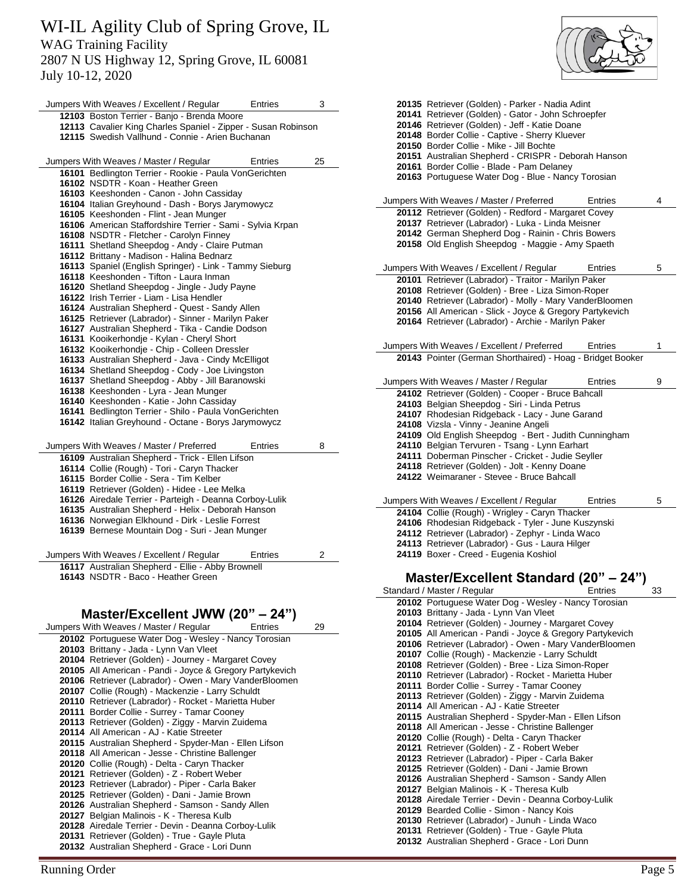# WI-IL Agility Club of Spring Grove, IL

WAG Training Facility
2807 N US Highway 12, Spring Grove, IL 60081
July 10-12, 2020

Jumpers With Weaves / Excellent / Regular — Entries 3

**12103** Boston Terrier - Banjo - Brenda Moore
**12113** Cavalier King Charles Spaniel - Zipper - Susan Robinson
**12115** Swedish Vallhund - Connie - Arien Buchanan

Jumpers With Weaves / Master / Regular — Entries 25

**16101** Bedlington Terrier - Rookie - Paula VonGerichten
**16102** NSDTR - Koan - Heather Green
**16103** Keeshonden - Canon - John Cassiday
**16104** Italian Greyhound - Dash - Borys Jarymowycz
**16105** Keeshonden - Flint - Jean Munger
**16106** American Staffordshire Terrier - Sami - Sylvia Krpan
**16108** NSDTR - Fletcher - Carolyn Finney
**16111** Shetland Sheepdog - Andy - Claire Putman
**16112** Brittany - Madison - Halina Bednarz
**16113** Spaniel (English Springer) - Link - Tammy Sieburg
**16118** Keeshonden - Tifton - Laura Inman
**16120** Shetland Sheepdog - Jingle - Judy Payne
**16122** Irish Terrier - Liam - Lisa Hendler
**16124** Australian Shepherd - Quest - Sandy Allen
**16125** Retriever (Labrador) - Sinner - Marilyn Paker
**16127** Australian Shepherd - Tika - Candie Dodson
**16131** Kooikerhondje - Kylan - Cheryl Short
**16132** Kooikerhondje - Chip - Colleen Dressler
**16133** Australian Shepherd - Java - Cindy McElligot
**16134** Shetland Sheepdog - Cody - Joe Livingston
**16137** Shetland Sheepdog - Abby - Jill Baranowski
**16138** Keeshonden - Lyra - Jean Munger
**16140** Keeshonden - Katie - John Cassiday
**16141** Bedlington Terrier - Shilo - Paula VonGerichten
**16142** Italian Greyhound - Octane - Borys Jarymowycz

Jumpers With Weaves / Master / Preferred — Entries 8

**16109** Australian Shepherd - Trick - Ellen Lifson
**16114** Collie (Rough) - Tori - Caryn Thacker
**16115** Border Collie - Sera - Tim Kelber
**16119** Retriever (Golden) - Hidee - Lee Melka
**16126** Airedale Terrier - Parteigh - Deanna Corboy-Lulik
**16135** Australian Shepherd - Helix - Deborah Hanson
**16136** Norwegian Elkhound - Dirk - Leslie Forrest
**16139** Bernese Mountain Dog - Suri - Jean Munger

Jumpers With Weaves / Excellent / Regular — Entries 2

**16117** Australian Shepherd - Ellie - Abby Brownell
**16143** NSDTR - Baco - Heather Green

## Master/Excellent JWW (20" – 24")

Jumpers With Weaves / Master / Regular — Entries 29

**20102** Portuguese Water Dog - Wesley - Nancy Torosian
**20103** Brittany - Jada - Lynn Van Vleet
**20104** Retriever (Golden) - Journey - Margaret Covey
**20105** All American - Pandi - Joyce & Gregory Partykevich
**20106** Retriever (Labrador) - Owen - Mary VanderBloomen
**20107** Collie (Rough) - Mackenzie - Larry Schuldt
**20110** Retriever (Labrador) - Rocket - Marietta Huber
**20111** Border Collie - Surrey - Tamar Cooney
**20113** Retriever (Golden) - Ziggy - Marvin Zuidema
**20114** All American - AJ - Katie Streeter
**20115** Australian Shepherd - Spyder-Man - Ellen Lifson
**20118** All American - Jesse - Christine Ballenger
**20120** Collie (Rough) - Delta - Caryn Thacker
**20121** Retriever (Golden) - Z - Robert Weber
**20123** Retriever (Labrador) - Piper - Carla Baker
**20125** Retriever (Golden) - Dani - Jamie Brown
**20126** Australian Shepherd - Samson - Sandy Allen
**20127** Belgian Malinois - K - Theresa Kulb
**20128** Airedale Terrier - Devin - Deanna Corboy-Lulik
**20131** Retriever (Golden) - True - Gayle Pluta
**20132** Australian Shepherd - Grace - Lori Dunn
**20135** Retriever (Golden) - Parker - Nadia Adint
**20141** Retriever (Golden) - Gator - John Schroepfer
**20146** Retriever (Golden) - Jeff - Katie Doane
**20148** Border Collie - Captive - Sherry Kluever
**20150** Border Collie - Mike - Jill Bochte
**20151** Australian Shepherd - CRISPR - Deborah Hanson
**20161** Border Collie - Blade - Pam Delaney
**20163** Portuguese Water Dog - Blue - Nancy Torosian

Jumpers With Weaves / Master / Preferred — Entries 4

**20112** Retriever (Golden) - Redford - Margaret Covey
**20137** Retriever (Labrador) - Luka - Linda Meisner
**20142** German Shepherd Dog - Rainin - Chris Bowers
**20158** Old English Sheepdog - Maggie - Amy Spaeth

Jumpers With Weaves / Excellent / Regular — Entries 5

**20101** Retriever (Labrador) - Traitor - Marilyn Paker
**20108** Retriever (Golden) - Bree - Liza Simon-Roper
**20140** Retriever (Labrador) - Molly - Mary VanderBloomen
**20156** All American - Slick - Joyce & Gregory Partykevich
**20164** Retriever (Labrador) - Archie - Marilyn Paker

Jumpers With Weaves / Excellent / Preferred — Entries 1

**20143** Pointer (German Shorthaired) - Hoag - Bridget Booker

Jumpers With Weaves / Master / Regular — Entries 9

**24102** Retriever (Golden) - Cooper - Bruce Bahcall
**24103** Belgian Sheepdog - Siri - Linda Petrus
**24107** Rhodesian Ridgeback - Lacy - June Garand
**24108** Vizsla - Vinny - Jeanine Angeli
**24109** Old English Sheepdog - Bert - Judith Cunningham
**24110** Belgian Tervuren - Tsang - Lynn Earhart
**24111** Doberman Pinscher - Cricket - Judie Seyller
**24118** Retriever (Golden) - Jolt - Kenny Doane
**24122** Weimaraner - Stevee - Bruce Bahcall

Jumpers With Weaves / Excellent / Regular — Entries 5

**24104** Collie (Rough) - Wrigley - Caryn Thacker
**24106** Rhodesian Ridgeback - Tyler - June Kuszynski
**24112** Retriever (Labrador) - Zephyr - Linda Waco
**24113** Retriever (Labrador) - Gus - Laura Hilger
**24119** Boxer - Creed - Eugenia Koshiol

## Master/Excellent Standard (20" – 24")

Standard / Master / Regular — Entries 33

**20102** Portuguese Water Dog - Wesley - Nancy Torosian
**20103** Brittany - Jada - Lynn Van Vleet
**20104** Retriever (Golden) - Journey - Margaret Covey
**20105** All American - Pandi - Joyce & Gregory Partykevich
**20106** Retriever (Labrador) - Owen - Mary VanderBloomen
**20107** Collie (Rough) - Mackenzie - Larry Schuldt
**20108** Retriever (Golden) - Bree - Liza Simon-Roper
**20110** Retriever (Labrador) - Rocket - Marietta Huber
**20111** Border Collie - Surrey - Tamar Cooney
**20113** Retriever (Golden) - Ziggy - Marvin Zuidema
**20114** All American - AJ - Katie Streeter
**20115** Australian Shepherd - Spyder-Man - Ellen Lifson
**20118** All American - Jesse - Christine Ballenger
**20120** Collie (Rough) - Delta - Caryn Thacker
**20121** Retriever (Golden) - Z - Robert Weber
**20123** Retriever (Labrador) - Piper - Carla Baker
**20125** Retriever (Golden) - Dani - Jamie Brown
**20126** Australian Shepherd - Samson - Sandy Allen
**20127** Belgian Malinois - K - Theresa Kulb
**20128** Airedale Terrier - Devin - Deanna Corboy-Lulik
**20129** Bearded Collie - Simon - Nancy Kois
**20130** Retriever (Labrador) - Junuh - Linda Waco
**20131** Retriever (Golden) - True - Gayle Pluta
**20132** Australian Shepherd - Grace - Lori Dunn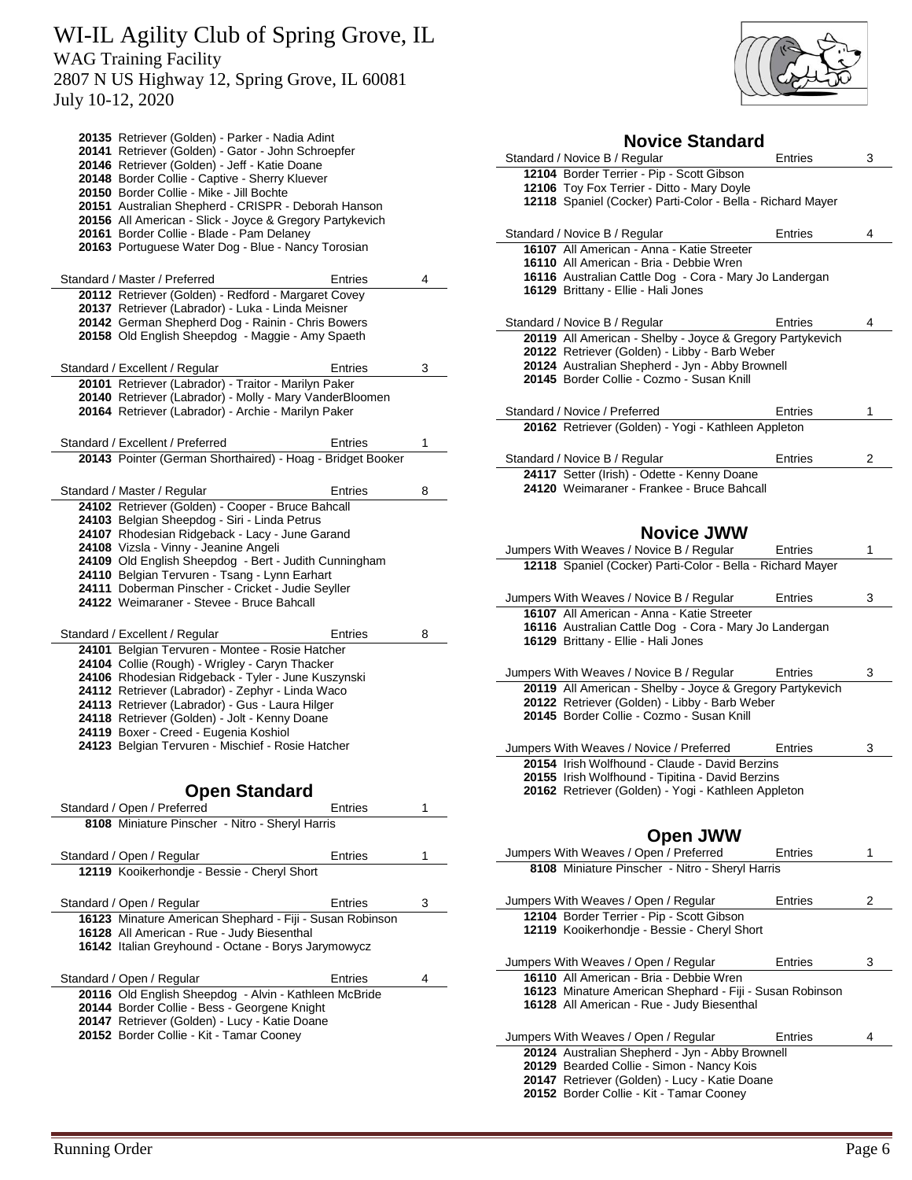# WI-IL Agility Club of Spring Grove, IL

WAG Training Facility
2807 N US Highway 12, Spring Grove, IL 60081
July 10-12, 2020

**20135** Retriever (Golden) - Parker - Nadia Adint
**20141** Retriever (Golden) - Gator - John Schroepfer
**20146** Retriever (Golden) - Jeff - Katie Doane
**20148** Border Collie - Captive - Sherry Kluever
**20150** Border Collie - Mike - Jill Bochte
**20151** Australian Shepherd - CRISPR - Deborah Hanson
**20156** All American - Slick - Joyce & Gregory Partykevich
**20161** Border Collie - Blade - Pam Delaney
**20163** Portuguese Water Dog - Blue - Nancy Torosian

Standard / Master / Preferred — Entries 4

**20112** Retriever (Golden) - Redford - Margaret Covey
**20137** Retriever (Labrador) - Luka - Linda Meisner
**20142** German Shepherd Dog - Rainin - Chris Bowers
**20158** Old English Sheepdog - Maggie - Amy Spaeth

Standard / Excellent / Regular — Entries 3

**20101** Retriever (Labrador) - Traitor - Marilyn Paker
**20140** Retriever (Labrador) - Molly - Mary VanderBloomen
**20164** Retriever (Labrador) - Archie - Marilyn Paker

Standard / Excellent / Preferred — Entries 1

**20143** Pointer (German Shorthaired) - Hoag - Bridget Booker

Standard / Master / Regular — Entries 8

**24102** Retriever (Golden) - Cooper - Bruce Bahcall
**24103** Belgian Sheepdog - Siri - Linda Petrus
**24107** Rhodesian Ridgeback - Lacy - June Garand
**24108** Vizsla - Vinny - Jeanine Angeli
**24109** Old English Sheepdog - Bert - Judith Cunningham
**24110** Belgian Tervuren - Tsang - Lynn Earhart
**24111** Doberman Pinscher - Cricket - Judie Seyller
**24122** Weimaraner - Stevee - Bruce Bahcall

Standard / Excellent / Regular — Entries 8

**24101** Belgian Tervuren - Montee - Rosie Hatcher
**24104** Collie (Rough) - Wrigley - Caryn Thacker
**24106** Rhodesian Ridgeback - Tyler - June Kuszynski
**24112** Retriever (Labrador) - Zephyr - Linda Waco
**24113** Retriever (Labrador) - Gus - Laura Hilger
**24118** Retriever (Golden) - Jolt - Kenny Doane
**24119** Boxer - Creed - Eugenia Koshiol
**24123** Belgian Tervuren - Mischief - Rosie Hatcher

## Open Standard

Standard / Open / Preferred — Entries 1

**8108** Miniature Pinscher - Nitro - Sheryl Harris

Standard / Open / Regular — Entries 1

**12119** Kooikerhondje - Bessie - Cheryl Short

Standard / Open / Regular — Entries 3

**16123** Minature American Shephard - Fiji - Susan Robinson
**16128** All American - Rue - Judy Biesenthal
**16142** Italian Greyhound - Octane - Borys Jarymowycz

Standard / Open / Regular — Entries 4

**20116** Old English Sheepdog - Alvin - Kathleen McBride
**20144** Border Collie - Bess - Georgene Knight
**20147** Retriever (Golden) - Lucy - Katie Doane
**20152** Border Collie - Kit - Tamar Cooney

## Novice Standard

Standard / Novice B / Regular — Entries 3

**12104** Border Terrier - Pip - Scott Gibson
**12106** Toy Fox Terrier - Ditto - Mary Doyle
**12118** Spaniel (Cocker) Parti-Color - Bella - Richard Mayer

Standard / Novice B / Regular — Entries 4

**16107** All American - Anna - Katie Streeter
**16110** All American - Bria - Debbie Wren
**16116** Australian Cattle Dog - Cora - Mary Jo Landergan
**16129** Brittany - Ellie - Hali Jones

Standard / Novice B / Regular — Entries 4

**20119** All American - Shelby - Joyce & Gregory Partykevich
**20122** Retriever (Golden) - Libby - Barb Weber
**20124** Australian Shepherd - Jyn - Abby Brownell
**20145** Border Collie - Cozmo - Susan Knill

Standard / Novice / Preferred — Entries 1

**20162** Retriever (Golden) - Yogi - Kathleen Appleton

Standard / Novice B / Regular — Entries 2

**24117** Setter (Irish) - Odette - Kenny Doane
**24120** Weimaraner - Frankee - Bruce Bahcall

## Novice JWW

Jumpers With Weaves / Novice B / Regular — Entries 1

**12118** Spaniel (Cocker) Parti-Color - Bella - Richard Mayer

Jumpers With Weaves / Novice B / Regular — Entries 3

**16107** All American - Anna - Katie Streeter
**16116** Australian Cattle Dog - Cora - Mary Jo Landergan
**16129** Brittany - Ellie - Hali Jones

Jumpers With Weaves / Novice B / Regular — Entries 3

**20119** All American - Shelby - Joyce & Gregory Partykevich
**20122** Retriever (Golden) - Libby - Barb Weber
**20145** Border Collie - Cozmo - Susan Knill

Jumpers With Weaves / Novice / Preferred — Entries 3

**20154** Irish Wolfhound - Claude - David Berzins
**20155** Irish Wolfhound - Tipitina - David Berzins
**20162** Retriever (Golden) - Yogi - Kathleen Appleton

## Open JWW

Jumpers With Weaves / Open / Preferred — Entries 1

**8108** Miniature Pinscher - Nitro - Sheryl Harris

Jumpers With Weaves / Open / Regular — Entries 2

**12104** Border Terrier - Pip - Scott Gibson
**12119** Kooikerhondje - Bessie - Cheryl Short

Jumpers With Weaves / Open / Regular — Entries 3

**16110** All American - Bria - Debbie Wren
**16123** Minature American Shephard - Fiji - Susan Robinson
**16128** All American - Rue - Judy Biesenthal

Jumpers With Weaves / Open / Regular — Entries 4

**20124** Australian Shepherd - Jyn - Abby Brownell
**20129** Bearded Collie - Simon - Nancy Kois
**20147** Retriever (Golden) - Lucy - Katie Doane
**20152** Border Collie - Kit - Tamar Cooney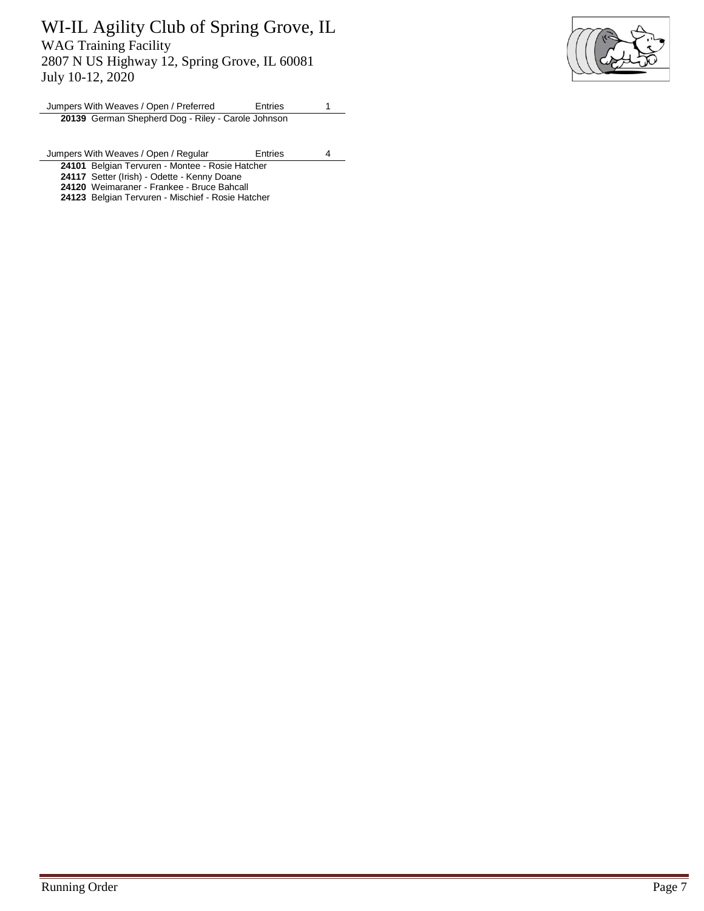# WI-IL Agility Club of Spring Grove, IL

WAG Training Facility
2807 N US Highway 12, Spring Grove, IL 60081
July 10-12, 2020

| Jumpers With Weaves / Open / Preferred | Entries | 1 |
|---|---|---|
| **20139** German Shepherd Dog - Riley - Carole Johnson | | |

| Jumpers With Weaves / Open / Regular | Entries | 4 |
|---|---|---|
| **24101** Belgian Tervuren - Montee - Rosie Hatcher | | |
| **24117** Setter (Irish) - Odette - Kenny Doane | | |
| **24120** Weimaraner - Frankee - Bruce Bahcall | | |
| **24123** Belgian Tervuren - Mischief - Rosie Hatcher | | |

Running Order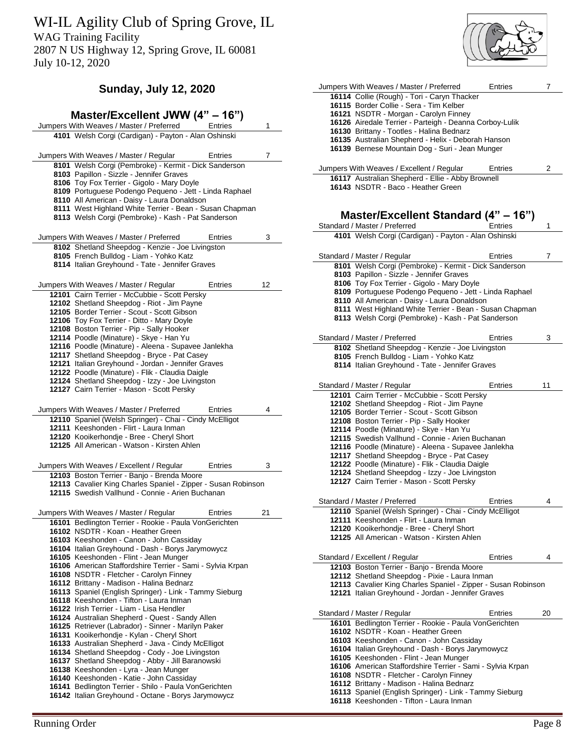# WI-IL Agility Club of Spring Grove, IL

WAG Training Facility
2807 N US Highway 12, Spring Grove, IL 60081
July 10-12, 2020

## Sunday, July 12, 2020

### Master/Excellent JWW (4" – 16")

**Jumpers With Weaves / Master / Preferred — Entries 1**

- 4101 Welsh Corgi (Cardigan) - Payton - Alan Oshinski

**Jumpers With Weaves / Master / Regular — Entries 7**

- 8101 Welsh Corgi (Pembroke) - Kermit - Dick Sanderson
- 8103 Papillon - Sizzle - Jennifer Graves
- 8106 Toy Fox Terrier - Gigolo - Mary Doyle
- 8109 Portuguese Podengo Pequeno - Jett - Linda Raphael
- 8110 All American - Daisy - Laura Donaldson
- 8111 West Highland White Terrier - Bean - Susan Chapman
- 8113 Welsh Corgi (Pembroke) - Kash - Pat Sanderson

**Jumpers With Weaves / Master / Preferred — Entries 3**

- 8102 Shetland Sheepdog - Kenzie - Joe Livingston
- 8105 French Bulldog - Liam - Yohko Katz
- 8114 Italian Greyhound - Tate - Jennifer Graves

**Jumpers With Weaves / Master / Regular — Entries 12**

- 12101 Cairn Terrier - McCubbie - Scott Persky
- 12102 Shetland Sheepdog - Riot - Jim Payne
- 12105 Border Terrier - Scout - Scott Gibson
- 12106 Toy Fox Terrier - Ditto - Mary Doyle
- 12108 Boston Terrier - Pip - Sally Hooker
- 12114 Poodle (Miniature) - Skye - Han Yu
- 12116 Poodle (Miniature) - Aleena - Supavee Janlekha
- 12117 Shetland Sheepdog - Bryce - Pat Casey
- 12121 Italian Greyhound - Jordan - Jennifer Graves
- 12122 Poodle (Miniature) - Flik - Claudia Daigle
- 12124 Shetland Sheepdog - Izzy - Joe Livingston
- 12127 Cairn Terrier - Mason - Scott Persky

**Jumpers With Weaves / Master / Preferred — Entries 4**

- 12110 Spaniel (Welsh Springer) - Chai - Cindy McElligot
- 12111 Keeshonden - Flirt - Laura Inman
- 12120 Kooikerhondje - Bree - Cheryl Short
- 12125 All American - Watson - Kirsten Ahlen

**Jumpers With Weaves / Excellent / Regular — Entries 3**

- 12103 Boston Terrier - Banjo - Brenda Moore
- 12113 Cavalier King Charles Spaniel - Zipper - Susan Robinson
- 12115 Swedish Vallhund - Connie - Arien Buchanan

**Jumpers With Weaves / Master / Regular — Entries 21**

- 16101 Bedlington Terrier - Rookie - Paula VonGerichten
- 16102 NSDTR - Koan - Heather Green
- 16103 Keeshonden - Canon - John Cassiday
- 16104 Italian Greyhound - Dash - Borys Jarymowycz
- 16105 Keeshonden - Flint - Jean Munger
- 16106 American Staffordshire Terrier - Sami - Sylvia Krpan
- 16108 NSDTR - Fletcher - Carolyn Finney
- 16112 Brittany - Madison - Halina Bednarz
- 16113 Spaniel (English Springer) - Link - Tammy Sieburg
- 16118 Keeshonden - Tifton - Laura Inman
- 16122 Irish Terrier - Liam - Lisa Hendler
- 16124 Australian Shepherd - Quest - Sandy Allen
- 16125 Retriever (Labrador) - Sinner - Marilyn Paker
- 16131 Kooikerhondje - Kylan - Cheryl Short
- 16133 Australian Shepherd - Java - Cindy McElligot
- 16134 Shetland Sheepdog - Cody - Joe Livingston
- 16137 Shetland Sheepdog - Abby - Jill Baranowski
- 16138 Keeshonden - Lyra - Jean Munger
- 16140 Keeshonden - Katie - John Cassiday
- 16141 Bedlington Terrier - Shilo - Paula VonGerichten
- 16142 Italian Greyhound - Octane - Borys Jarymowycz

**Jumpers With Weaves / Master / Preferred — Entries 7**

- 16114 Collie (Rough) - Tori - Caryn Thacker
- 16115 Border Collie - Sera - Tim Kelber
- 16121 NSDTR - Morgan - Carolyn Finney
- 16126 Airedale Terrier - Parteigh - Deanna Corboy-Lulik
- 16130 Brittany - Tootles - Halina Bednarz
- 16135 Australian Shepherd - Helix - Deborah Hanson
- 16139 Bernese Mountain Dog - Suri - Jean Munger

**Jumpers With Weaves / Excellent / Regular — Entries 2**

- 16117 Australian Shepherd - Ellie - Abby Brownell
- 16143 NSDTR - Baco - Heather Green

### Master/Excellent Standard (4" – 16")

**Standard / Master / Preferred — Entries 1**

- 4101 Welsh Corgi (Cardigan) - Payton - Alan Oshinski

**Standard / Master / Regular — Entries 7**

- 8101 Welsh Corgi (Pembroke) - Kermit - Dick Sanderson
- 8103 Papillon - Sizzle - Jennifer Graves
- 8106 Toy Fox Terrier - Gigolo - Mary Doyle
- 8109 Portuguese Podengo Pequeno - Jett - Linda Raphael
- 8110 All American - Daisy - Laura Donaldson
- 8111 West Highland White Terrier - Bean - Susan Chapman
- 8113 Welsh Corgi (Pembroke) - Kash - Pat Sanderson

**Standard / Master / Preferred — Entries 3**

- 8102 Shetland Sheepdog - Kenzie - Joe Livingston
- 8105 French Bulldog - Liam - Yohko Katz
- 8114 Italian Greyhound - Tate - Jennifer Graves

**Standard / Master / Regular — Entries 11**

- 12101 Cairn Terrier - McCubbie - Scott Persky
- 12102 Shetland Sheepdog - Riot - Jim Payne
- 12105 Border Terrier - Scout - Scott Gibson
- 12108 Boston Terrier - Pip - Sally Hooker
- 12114 Poodle (Miniature) - Skye - Han Yu
- 12115 Swedish Vallhund - Connie - Arien Buchanan
- 12116 Poodle (Miniature) - Aleena - Supavee Janlekha
- 12117 Shetland Sheepdog - Bryce - Pat Casey
- 12122 Poodle (Miniature) - Flik - Claudia Daigle
- 12124 Shetland Sheepdog - Izzy - Joe Livingston
- 12127 Cairn Terrier - Mason - Scott Persky

**Standard / Master / Preferred — Entries 4**

- 12110 Spaniel (Welsh Springer) - Chai - Cindy McElligot
- 12111 Keeshonden - Flirt - Laura Inman
- 12120 Kooikerhondje - Bree - Cheryl Short
- 12125 All American - Watson - Kirsten Ahlen

**Standard / Excellent / Regular — Entries 4**

- 12103 Boston Terrier - Banjo - Brenda Moore
- 12112 Shetland Sheepdog - Pixie - Laura Inman
- 12113 Cavalier King Charles Spaniel - Zipper - Susan Robinson
- 12121 Italian Greyhound - Jordan - Jennifer Graves

**Standard / Master / Regular — Entries 20**

- 16101 Bedlington Terrier - Rookie - Paula VonGerichten
- 16102 NSDTR - Koan - Heather Green
- 16103 Keeshonden - Canon - John Cassiday
- 16104 Italian Greyhound - Dash - Borys Jarymowycz
- 16105 Keeshonden - Flint - Jean Munger
- 16106 American Staffordshire Terrier - Sami - Sylvia Krpan
- 16108 NSDTR - Fletcher - Carolyn Finney
- 16112 Brittany - Madison - Halina Bednarz
- 16113 Spaniel (English Springer) - Link - Tammy Sieburg
- 16118 Keeshonden - Tifton - Laura Inman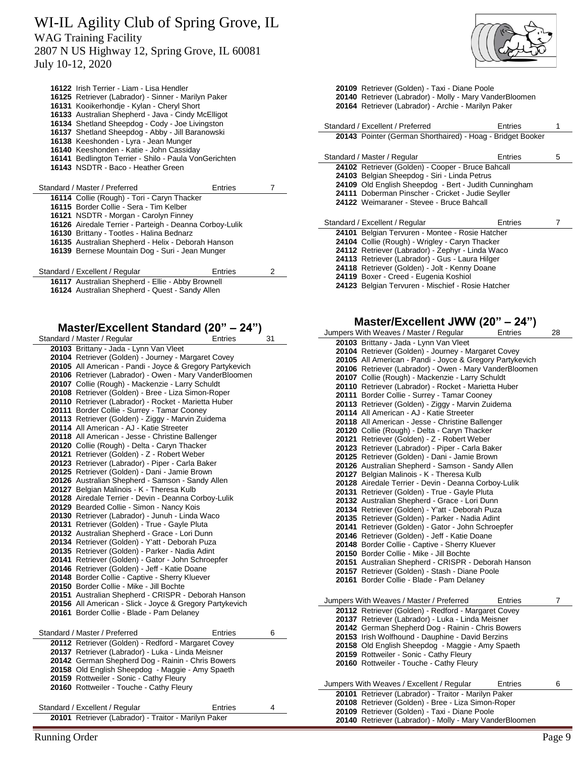# WI-IL Agility Club of Spring Grove, IL

WAG Training Facility
2807 N US Highway 12, Spring Grove, IL 60081
July 10-12, 2020

**16122** Irish Terrier - Liam - Lisa Hendler
**16125** Retriever (Labrador) - Sinner - Marilyn Paker
**16131** Kooikerhondje - Kylan - Cheryl Short
**16133** Australian Shepherd - Java - Cindy McElligot
**16134** Shetland Sheepdog - Cody - Joe Livingston
**16137** Shetland Sheepdog - Abby - Jill Baranowski
**16138** Keeshonden - Lyra - Jean Munger
**16140** Keeshonden - Katie - John Cassiday
**16141** Bedlington Terrier - Shilo - Paula VonGerichten
**16143** NSDTR - Baco - Heather Green

Standard / Master / Preferred — Entries 7

**16114** Collie (Rough) - Tori - Caryn Thacker
**16115** Border Collie - Sera - Tim Kelber
**16121** NSDTR - Morgan - Carolyn Finney
**16126** Airedale Terrier - Parteigh - Deanna Corboy-Lulik
**16130** Brittany - Tootles - Halina Bednarz
**16135** Australian Shepherd - Helix - Deborah Hanson
**16139** Bernese Mountain Dog - Suri - Jean Munger

Standard / Excellent / Regular — Entries 2

**16117** Australian Shepherd - Ellie - Abby Brownell
**16124** Australian Shepherd - Quest - Sandy Allen

## Master/Excellent Standard (20" – 24")

Standard / Master / Regular — Entries 31

**20103** Brittany - Jada - Lynn Van Vleet
**20104** Retriever (Golden) - Journey - Margaret Covey
**20105** All American - Pandi - Joyce & Gregory Partykevich
**20106** Retriever (Labrador) - Owen - Mary VanderBloomen
**20107** Collie (Rough) - Mackenzie - Larry Schuldt
**20108** Retriever (Golden) - Bree - Liza Simon-Roper
**20110** Retriever (Labrador) - Rocket - Marietta Huber
**20111** Border Collie - Surrey - Tamar Cooney
**20113** Retriever (Golden) - Ziggy - Marvin Zuidema
**20114** All American - AJ - Katie Streeter
**20118** All American - Jesse - Christine Ballenger
**20120** Collie (Rough) - Delta - Caryn Thacker
**20121** Retriever (Golden) - Z - Robert Weber
**20123** Retriever (Labrador) - Piper - Carla Baker
**20125** Retriever (Golden) - Dani - Jamie Brown
**20126** Australian Shepherd - Samson - Sandy Allen
**20127** Belgian Malinois - K - Theresa Kulb
**20128** Airedale Terrier - Devin - Deanna Corboy-Lulik
**20129** Bearded Collie - Simon - Nancy Kois
**20130** Retriever (Labrador) - Junuh - Linda Waco
**20131** Retriever (Golden) - True - Gayle Pluta
**20132** Australian Shepherd - Grace - Lori Dunn
**20134** Retriever (Golden) - Y'att - Deborah Puza
**20135** Retriever (Golden) - Parker - Nadia Adint
**20141** Retriever (Golden) - Gator - John Schroepfer
**20146** Retriever (Golden) - Jeff - Katie Doane
**20148** Border Collie - Captive - Sherry Kluever
**20150** Border Collie - Mike - Jill Bochte
**20151** Australian Shepherd - CRISPR - Deborah Hanson
**20156** All American - Slick - Joyce & Gregory Partykevich
**20161** Border Collie - Blade - Pam Delaney

Standard / Master / Preferred — Entries 6

**20112** Retriever (Golden) - Redford - Margaret Covey
**20137** Retriever (Labrador) - Luka - Linda Meisner
**20142** German Shepherd Dog - Rainin - Chris Bowers
**20158** Old English Sheepdog - Maggie - Amy Spaeth
**20159** Rottweiler - Sonic - Cathy Fleury
**20160** Rottweiler - Touche - Cathy Fleury

Standard / Excellent / Regular — Entries 4

**20101** Retriever (Labrador) - Traitor - Marilyn Paker
**20109** Retriever (Golden) - Taxi - Diane Poole
**20140** Retriever (Labrador) - Molly - Mary VanderBloomen
**20164** Retriever (Labrador) - Archie - Marilyn Paker

Standard / Excellent / Preferred — Entries 1

**20143** Pointer (German Shorthaired) - Hoag - Bridget Booker

Standard / Master / Regular — Entries 5

**24102** Retriever (Golden) - Cooper - Bruce Bahcall
**24103** Belgian Sheepdog - Siri - Linda Petrus
**24109** Old English Sheepdog - Bert - Judith Cunningham
**24111** Doberman Pinscher - Cricket - Judie Seyller
**24122** Weimaraner - Stevee - Bruce Bahcall

Standard / Excellent / Regular — Entries 7

**24101** Belgian Tervuren - Montee - Rosie Hatcher
**24104** Collie (Rough) - Wrigley - Caryn Thacker
**24112** Retriever (Labrador) - Zephyr - Linda Waco
**24113** Retriever (Labrador) - Gus - Laura Hilger
**24118** Retriever (Golden) - Jolt - Kenny Doane
**24119** Boxer - Creed - Eugenia Koshiol
**24123** Belgian Tervuren - Mischief - Rosie Hatcher

## Master/Excellent JWW (20" – 24")

Jumpers With Weaves / Master / Regular — Entries 28

**20103** Brittany - Jada - Lynn Van Vleet
**20104** Retriever (Golden) - Journey - Margaret Covey
**20105** All American - Pandi - Joyce & Gregory Partykevich
**20106** Retriever (Labrador) - Owen - Mary VanderBloomen
**20107** Collie (Rough) - Mackenzie - Larry Schuldt
**20110** Retriever (Labrador) - Rocket - Marietta Huber
**20111** Border Collie - Surrey - Tamar Cooney
**20113** Retriever (Golden) - Ziggy - Marvin Zuidema
**20114** All American - AJ - Katie Streeter
**20118** All American - Jesse - Christine Ballenger
**20120** Collie (Rough) - Delta - Caryn Thacker
**20121** Retriever (Golden) - Z - Robert Weber
**20123** Retriever (Labrador) - Piper - Carla Baker
**20125** Retriever (Golden) - Dani - Jamie Brown
**20126** Australian Shepherd - Samson - Sandy Allen
**20127** Belgian Malinois - K - Theresa Kulb
**20128** Airedale Terrier - Devin - Deanna Corboy-Lulik
**20131** Retriever (Golden) - True - Gayle Pluta
**20132** Australian Shepherd - Grace - Lori Dunn
**20134** Retriever (Golden) - Y'att - Deborah Puza
**20135** Retriever (Golden) - Parker - Nadia Adint
**20141** Retriever (Golden) - Gator - John Schroepfer
**20146** Retriever (Golden) - Jeff - Katie Doane
**20148** Border Collie - Captive - Sherry Kluever
**20150** Border Collie - Mike - Jill Bochte
**20151** Australian Shepherd - CRISPR - Deborah Hanson
**20157** Retriever (Golden) - Stash - Diane Poole
**20161** Border Collie - Blade - Pam Delaney

Jumpers With Weaves / Master / Preferred — Entries 7

**20112** Retriever (Golden) - Redford - Margaret Covey
**20137** Retriever (Labrador) - Luka - Linda Meisner
**20142** German Shepherd Dog - Rainin - Chris Bowers
**20153** Irish Wolfhound - Dauphine - David Berzins
**20158** Old English Sheepdog - Maggie - Amy Spaeth
**20159** Rottweiler - Sonic - Cathy Fleury
**20160** Rottweiler - Touche - Cathy Fleury

Jumpers With Weaves / Excellent / Regular — Entries 6

**20101** Retriever (Labrador) - Traitor - Marilyn Paker
**20108** Retriever (Golden) - Bree - Liza Simon-Roper
**20109** Retriever (Golden) - Taxi - Diane Poole
**20140** Retriever (Labrador) - Molly - Mary VanderBloomen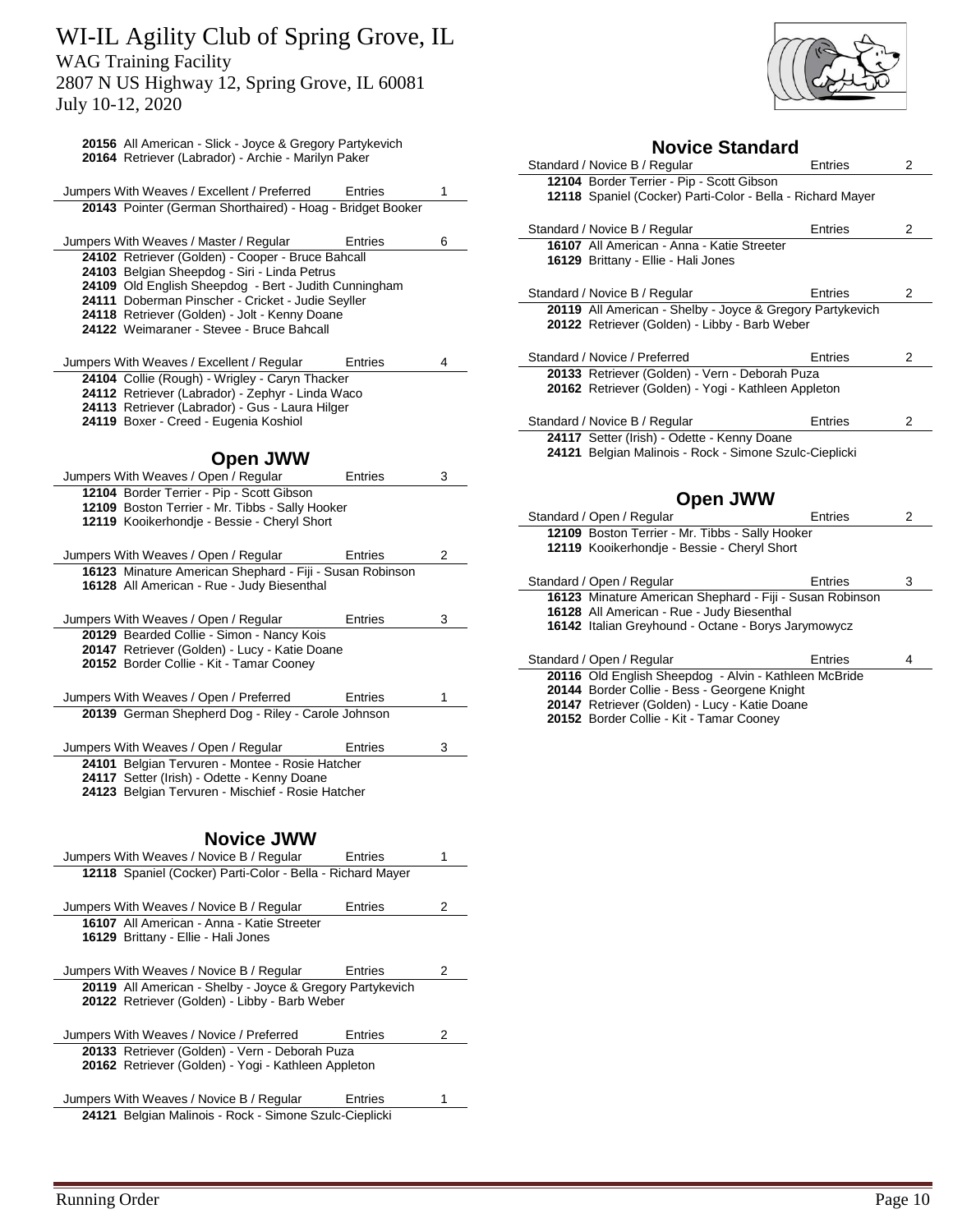# WI-IL Agility Club of Spring Grove, IL

WAG Training Facility
2807 N US Highway 12, Spring Grove, IL 60081
July 10-12, 2020

**20156** All American - Slick - Joyce & Gregory Partykevich
**20164** Retriever (Labrador) - Archie - Marilyn Paker

Jumpers With Weaves / Excellent / Preferred — Entries 1

**20143** Pointer (German Shorthaired) - Hoag - Bridget Booker

Jumpers With Weaves / Master / Regular — Entries 6

**24102** Retriever (Golden) - Cooper - Bruce Bahcall
**24103** Belgian Sheepdog - Siri - Linda Petrus
**24109** Old English Sheepdog - Bert - Judith Cunningham
**24111** Doberman Pinscher - Cricket - Judie Seyller
**24118** Retriever (Golden) - Jolt - Kenny Doane
**24122** Weimaraner - Stevee - Bruce Bahcall

Jumpers With Weaves / Excellent / Regular — Entries 4

**24104** Collie (Rough) - Wrigley - Caryn Thacker
**24112** Retriever (Labrador) - Zephyr - Linda Waco
**24113** Retriever (Labrador) - Gus - Laura Hilger
**24119** Boxer - Creed - Eugenia Koshiol

## Open JWW

Jumpers With Weaves / Open / Regular — Entries 3

**12104** Border Terrier - Pip - Scott Gibson
**12109** Boston Terrier - Mr. Tibbs - Sally Hooker
**12119** Kooikerhondje - Bessie - Cheryl Short

Jumpers With Weaves / Open / Regular — Entries 2

**16123** Minature American Shephard - Fiji - Susan Robinson
**16128** All American - Rue - Judy Biesenthal

Jumpers With Weaves / Open / Regular — Entries 3

**20129** Bearded Collie - Simon - Nancy Kois
**20147** Retriever (Golden) - Lucy - Katie Doane
**20152** Border Collie - Kit - Tamar Cooney

Jumpers With Weaves / Open / Preferred — Entries 1

**20139** German Shepherd Dog - Riley - Carole Johnson

Jumpers With Weaves / Open / Regular — Entries 3

**24101** Belgian Tervuren - Montee - Rosie Hatcher
**24117** Setter (Irish) - Odette - Kenny Doane
**24123** Belgian Tervuren - Mischief - Rosie Hatcher

## Novice JWW

Jumpers With Weaves / Novice B / Regular — Entries 1

**12118** Spaniel (Cocker) Parti-Color - Bella - Richard Mayer

Jumpers With Weaves / Novice B / Regular — Entries 2

**16107** All American - Anna - Katie Streeter
**16129** Brittany - Ellie - Hali Jones

Jumpers With Weaves / Novice B / Regular — Entries 2

**20119** All American - Shelby - Joyce & Gregory Partykevich
**20122** Retriever (Golden) - Libby - Barb Weber

Jumpers With Weaves / Novice / Preferred — Entries 2

**20133** Retriever (Golden) - Vern - Deborah Puza
**20162** Retriever (Golden) - Yogi - Kathleen Appleton

Jumpers With Weaves / Novice B / Regular — Entries 1

**24121** Belgian Malinois - Rock - Simone Szulc-Cieplicki

## Novice Standard

Standard / Novice B / Regular — Entries 2

**12104** Border Terrier - Pip - Scott Gibson
**12118** Spaniel (Cocker) Parti-Color - Bella - Richard Mayer

Standard / Novice B / Regular — Entries 2

**16107** All American - Anna - Katie Streeter
**16129** Brittany - Ellie - Hali Jones

Standard / Novice B / Regular — Entries 2

**20119** All American - Shelby - Joyce & Gregory Partykevich
**20122** Retriever (Golden) - Libby - Barb Weber

Standard / Novice / Preferred — Entries 2

**20133** Retriever (Golden) - Vern - Deborah Puza
**20162** Retriever (Golden) - Yogi - Kathleen Appleton

Standard / Novice B / Regular — Entries 2

**24117** Setter (Irish) - Odette - Kenny Doane
**24121** Belgian Malinois - Rock - Simone Szulc-Cieplicki

## Open JWW

Standard / Open / Regular — Entries 2

**12109** Boston Terrier - Mr. Tibbs - Sally Hooker
**12119** Kooikerhondje - Bessie - Cheryl Short

Standard / Open / Regular — Entries 3

**16123** Minature American Shephard - Fiji - Susan Robinson
**16128** All American - Rue - Judy Biesenthal
**16142** Italian Greyhound - Octane - Borys Jarymowycz

Standard / Open / Regular — Entries 4

**20116** Old English Sheepdog - Alvin - Kathleen McBride
**20144** Border Collie - Bess - Georgene Knight
**20147** Retriever (Golden) - Lucy - Katie Doane
**20152** Border Collie - Kit - Tamar Cooney

Running Order